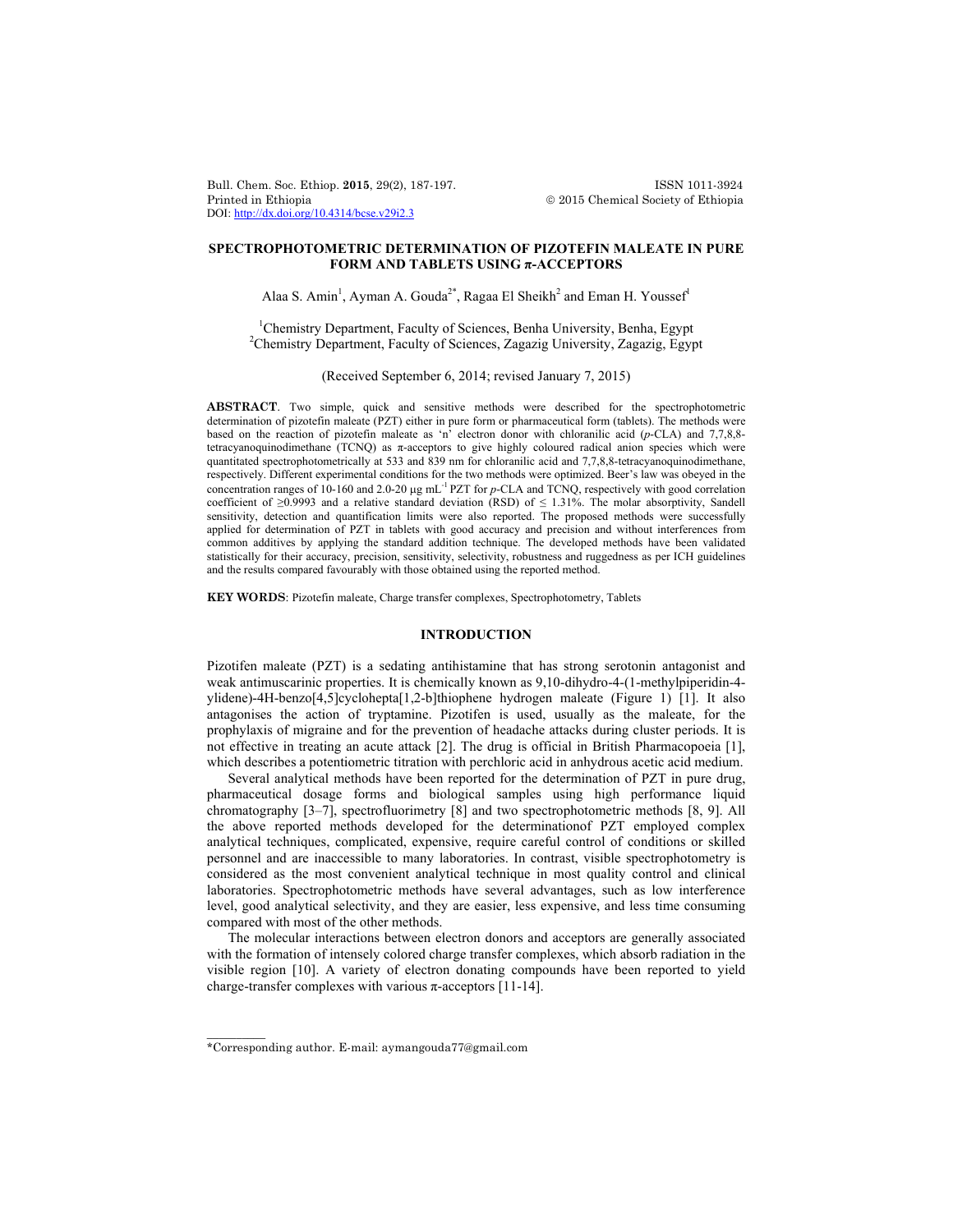# SPECTROPHOTOMETRIC DETERMINATION OF PIZOTEFIN MALEATE IN PURE FORM AND TABLETS USING π-ACCEPTORS

Alaa S. Amin[1], Ayman A. Gouda[2*], Ragaa El Sheikh[2] and Eman H. Youssef[1]

[1]Chemistry Department, Faculty of Sciences, Benha University, Benha, Egypt
[2]Chemistry Department, Faculty of Sciences, Zagazig University, Zagazig, Egypt

(Received September 6, 2014; revised January 7, 2015)

**ABSTRACT**. Two simple, quick and sensitive methods were described for the spectrophotometric determination of pizotefin maleate (PZT) either in pure form or pharmaceutical form (tablets). The methods were based on the reaction of pizotefin maleate as 'n' electron donor with chloranilic acid (*p*-CLA) and 7,7,8,8-tetracyanoquinodimethane (TCNQ) as π-acceptors to give highly coloured radical anion species which were quantitated spectrophotometrically at 533 and 839 nm for chloranilic acid and 7,7,8,8-tetracyanoquinodimethane, respectively. Different experimental conditions for the two methods were optimized. Beer's law was obeyed in the concentration ranges of 10-160 and 2.0-20 μg $mL^{-1}$ PZT for *p*-CLA and TCNQ, respectively with good correlation coefficient of ≥0.9993 and a relative standard deviation (RSD) of ≤ 1.31%. The molar absorptivity, Sandell sensitivity, detection and quantification limits were also reported. The proposed methods were successfully applied for determination of PZT in tablets with good accuracy and precision and without interferences from common additives by applying the standard addition technique. The developed methods have been validated statistically for their accuracy, precision, sensitivity, selectivity, robustness and ruggedness as per ICH guidelines and the results compared favourably with those obtained using the reported method.

**KEY WORDS**: Pizotefin maleate, Charge transfer complexes, Spectrophotometry, Tablets

## INTRODUCTION

Pizotifen maleate (PZT) is a sedating antihistamine that has strong serotonin antagonist and weak antimuscarinic properties. It is chemically known as 9,10-dihydro-4-(1-methylpiperidin-4-ylidene)-4H-benzo[4,5]cyclohepta[1,2-b]thiophene hydrogen maleate (Figure 1) [1]. It also antagonises the action of tryptamine. Pizotifen is used, usually as the maleate, for the prophylaxis of migraine and for the prevention of headache attacks during cluster periods. It is not effective in treating an acute attack [2]. The drug is official in British Pharmacopoeia [1], which describes a potentiometric titration with perchloric acid in anhydrous acetic acid medium.

Several analytical methods have been reported for the determination of PZT in pure drug, pharmaceutical dosage forms and biological samples using high performance liquid chromatography [3–7], spectrofluorimetry [8] and two spectrophotometric methods [8, 9]. All the above reported methods developed for the determinationof PZT employed complex analytical techniques, complicated, expensive, require careful control of conditions or skilled personnel and are inaccessible to many laboratories. In contrast, visible spectrophotometry is considered as the most convenient analytical technique in most quality control and clinical laboratories. Spectrophotometric methods have several advantages, such as low interference level, good analytical selectivity, and they are easier, less expensive, and less time consuming compared with most of the other methods.

The molecular interactions between electron donors and acceptors are generally associated with the formation of intensely colored charge transfer complexes, which absorb radiation in the visible region [10]. A variety of electron donating compounds have been reported to yield charge-transfer complexes with various π-acceptors [11-14].

*Corresponding author. E-mail: aymangouda77@gmail.com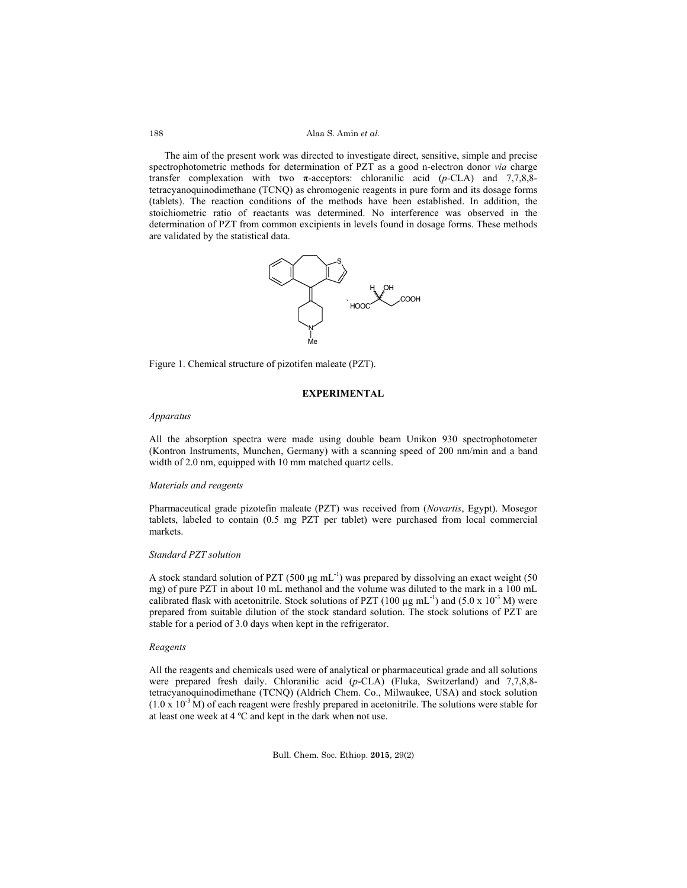The aim of the present work was directed to investigate direct, sensitive, simple and precise spectrophotometric methods for determination of PZT as a good n-electron donor *via* charge transfer complexation with two π-acceptors: chloranilic acid (*p*-CLA) and 7,7,8,8-tetracyanoquinodimethane (TCNQ) as chromogenic reagents in pure form and its dosage forms (tablets). The reaction conditions of the methods have been established. In addition, the stoichiometric ratio of reactants was determined. No interference was observed in the determination of PZT from common excipients in levels found in dosage forms. These methods are validated by the statistical data.

Figure 1. Chemical structure of pizotifen maleate (PZT).

## EXPERIMENTAL

### *Apparatus*

All the absorption spectra were made using double beam Unikon 930 spectrophotometer (Kontron Instruments, Munchen, Germany) with a scanning speed of 200 nm/min and a band width of 2.0 nm, equipped with 10 mm matched quartz cells.

### *Materials and reagents*

Pharmaceutical grade pizotefin maleate (PZT) was received from (*Novartis*, Egypt). Mosegor tablets, labeled to contain (0.5 mg PZT per tablet) were purchased from local commercial markets.

### *Standard PZT solution*

A stock standard solution of PZT (500 µg $mL^{-1}$) was prepared by dissolving an exact weight (50 mg) of pure PZT in about 10 mL methanol and the volume was diluted to the mark in a 100 mL calibrated flask with acetonitrile. Stock solutions of PZT (100 µg $mL^{-1}$) and ($5.0 \times 10^{-3}$ M) were prepared from suitable dilution of the stock standard solution. The stock solutions of PZT are stable for a period of 3.0 days when kept in the refrigerator.

### *Reagents*

All the reagents and chemicals used were of analytical or pharmaceutical grade and all solutions were prepared fresh daily. Chloranilic acid (*p*-CLA) (Fluka, Switzerland) and 7,7,8,8-tetracyanoquinodimethane (TCNQ) (Aldrich Chem. Co., Milwaukee, USA) and stock solution ($1.0 \times 10^{-3}$ M) of each reagent were freshly prepared in acetonitrile. The solutions were stable for at least one week at 4 ºC and kept in the dark when not use.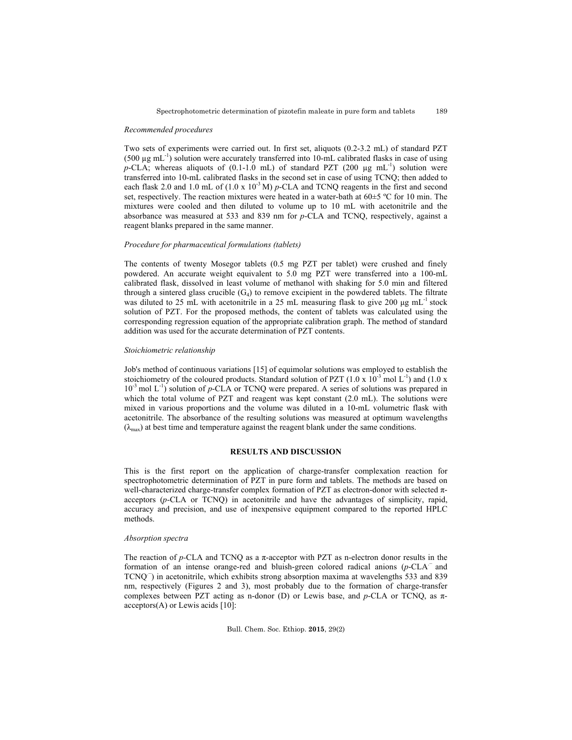### *Recommended procedures*

Two sets of experiments were carried out. In first set, aliquots (0.2-3.2 mL) of standard PZT (500 µg mL$^{-1}$) solution were accurately transferred into 10-mL calibrated flasks in case of using *p*-CLA; whereas aliquots of (0.1-1.0 mL) of standard PZT (200 µg mL$^{-1}$) solution were transferred into 10-mL calibrated flasks in the second set in case of using TCNQ; then added to each flask 2.0 and 1.0 mL of (1.0 x 10$^{-3}$ M) *p*-CLA and TCNQ reagents in the first and second set, respectively. The reaction mixtures were heated in a water-bath at 60±5 ºC for 10 min. The mixtures were cooled and then diluted to volume up to 10 mL with acetonitrile and the absorbance was measured at 533 and 839 nm for *p*-CLA and TCNQ, respectively, against a reagent blanks prepared in the same manner.

### *Procedure for pharmaceutical formulations (tablets)*

The contents of twenty Mosegor tablets (0.5 mg PZT per tablet) were crushed and finely powdered. An accurate weight equivalent to 5.0 mg PZT were transferred into a 100-mL calibrated flask, dissolved in least volume of methanol with shaking for 5.0 min and filtered through a sintered glass crucible ($G_4$) to remove excipient in the powdered tablets. The filtrate was diluted to 25 mL with acetonitrile in a 25 mL measuring flask to give 200 µg mL$^{-1}$ stock solution of PZT. For the proposed methods, the content of tablets was calculated using the corresponding regression equation of the appropriate calibration graph. The method of standard addition was used for the accurate determination of PZT contents.

### *Stoichiometric relationship*

Job's method of continuous variations [15] of equimolar solutions was employed to establish the stoichiometry of the coloured products. Standard solution of PZT (1.0 x 10$^{-3}$ mol L$^{-1}$) and (1.0 x 10$^{-3}$ mol L$^{-1}$) solution of *p*-CLA or TCNQ were prepared. A series of solutions was prepared in which the total volume of PZT and reagent was kept constant (2.0 mL). The solutions were mixed in various proportions and the volume was diluted in a 10-mL volumetric flask with acetonitrile. The absorbance of the resulting solutions was measured at optimum wavelengths ($\lambda_{max}$) at best time and temperature against the reagent blank under the same conditions.

## RESULTS AND DISCUSSION

This is the first report on the application of charge-transfer complexation reaction for spectrophotometric determination of PZT in pure form and tablets. The methods are based on well-characterized charge-transfer complex formation of PZT as electron-donor with selected π-acceptors (*p*-CLA or TCNQ) in acetonitrile and have the advantages of simplicity, rapid, accuracy and precision, and use of inexpensive equipment compared to the reported HPLC methods.

### *Absorption spectra*

The reaction of *p*-CLA and TCNQ as a π-acceptor with PZT as n-electron donor results in the formation of an intense orange-red and bluish-green colored radical anions (*p*-CLA$^{\cdot-}$ and TCNQ$^{\cdot-}$) in acetonitrile, which exhibits strong absorption maxima at wavelengths 533 and 839 nm, respectively (Figures 2 and 3), most probably due to the formation of charge-transfer complexes between PZT acting as n-donor (D) or Lewis base, and *p*-CLA or TCNQ, as π-acceptors(A) or Lewis acids [10]: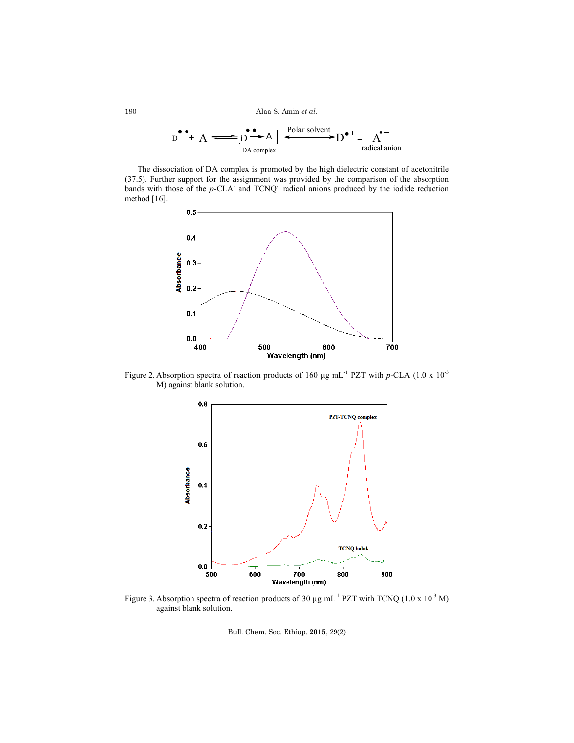$$D^{\bullet\bullet} + A \rightleftharpoons [D^{\bullet\bullet} \rightarrow A]_{\text{DA complex}} \xrightleftharpoons{\text{Polar solvent}} D^{\bullet +} + A^{\bullet -}_{\text{radical anion}}$$

The dissociation of DA complex is promoted by the high dielectric constant of acetonitrile (37.5). Further support for the assignment was provided by the comparison of the absorption bands with those of the *p*-CLA$^{\bullet-}$ and TCNQ$^{\bullet-}$ radical anions produced by the iodide reduction method [16].

Figure 2. Absorption spectra of reaction products of 160 µg mL$^{-1}$ PZT with *p*-CLA (1.0 x 10$^{-3}$ M) against blank solution.

Figure 3. Absorption spectra of reaction products of 30 µg mL$^{-1}$ PZT with TCNQ (1.0 x 10$^{-3}$ M) against blank solution.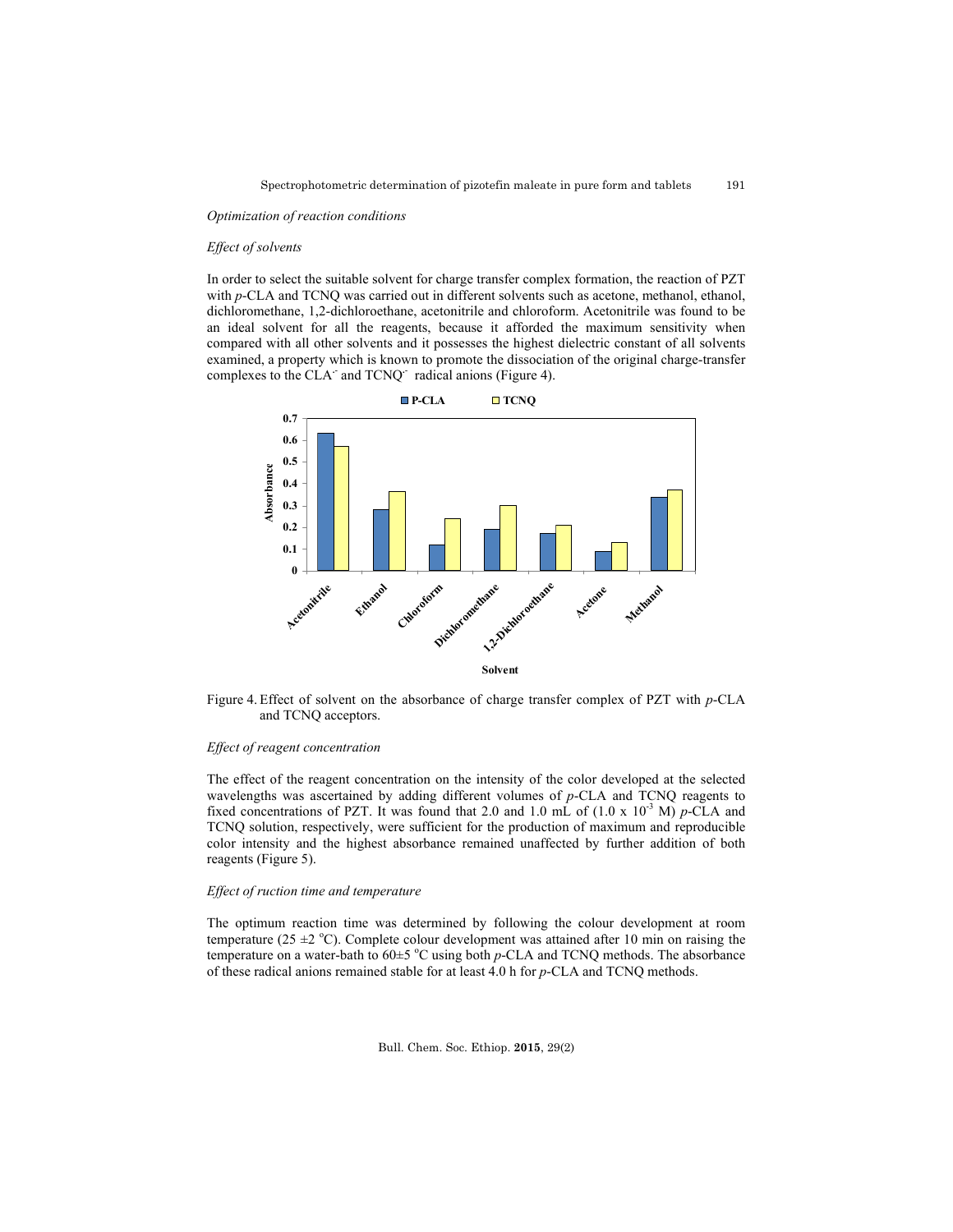*Optimization of reaction conditions*

*Effect of solvents*

In order to select the suitable solvent for charge transfer complex formation, the reaction of PZT with *p*-CLA and TCNQ was carried out in different solvents such as acetone, methanol, ethanol, dichloromethane, 1,2-dichloroethane, acetonitrile and chloroform. Acetonitrile was found to be an ideal solvent for all the reagents, because it afforded the maximum sensitivity when compared with all other solvents and it possesses the highest dielectric constant of all solvents examined, a property which is known to promote the dissociation of the original charge-transfer complexes to the $CLA^{\cdot-}$ and $TCNQ^{\cdot-}$ radical anions (Figure 4).

Figure 4. Effect of solvent on the absorbance of charge transfer complex of PZT with *p*-CLA and TCNQ acceptors.

*Effect of reagent concentration*

The effect of the reagent concentration on the intensity of the color developed at the selected wavelengths was ascertained by adding different volumes of *p*-CLA and TCNQ reagents to fixed concentrations of PZT. It was found that 2.0 and 1.0 mL of ($1.0 \times 10^{-3}$ M) *p*-CLA and TCNQ solution, respectively, were sufficient for the production of maximum and reproducible color intensity and the highest absorbance remained unaffected by further addition of both reagents (Figure 5).

*Effect of ruction time and temperature*

The optimum reaction time was determined by following the colour development at room temperature ($25 \pm 2$ °C). Complete colour development was attained after 10 min on raising the temperature on a water-bath to $60 \pm 5$ °C using both *p*-CLA and TCNQ methods. The absorbance of these radical anions remained stable for at least 4.0 h for *p*-CLA and TCNQ methods.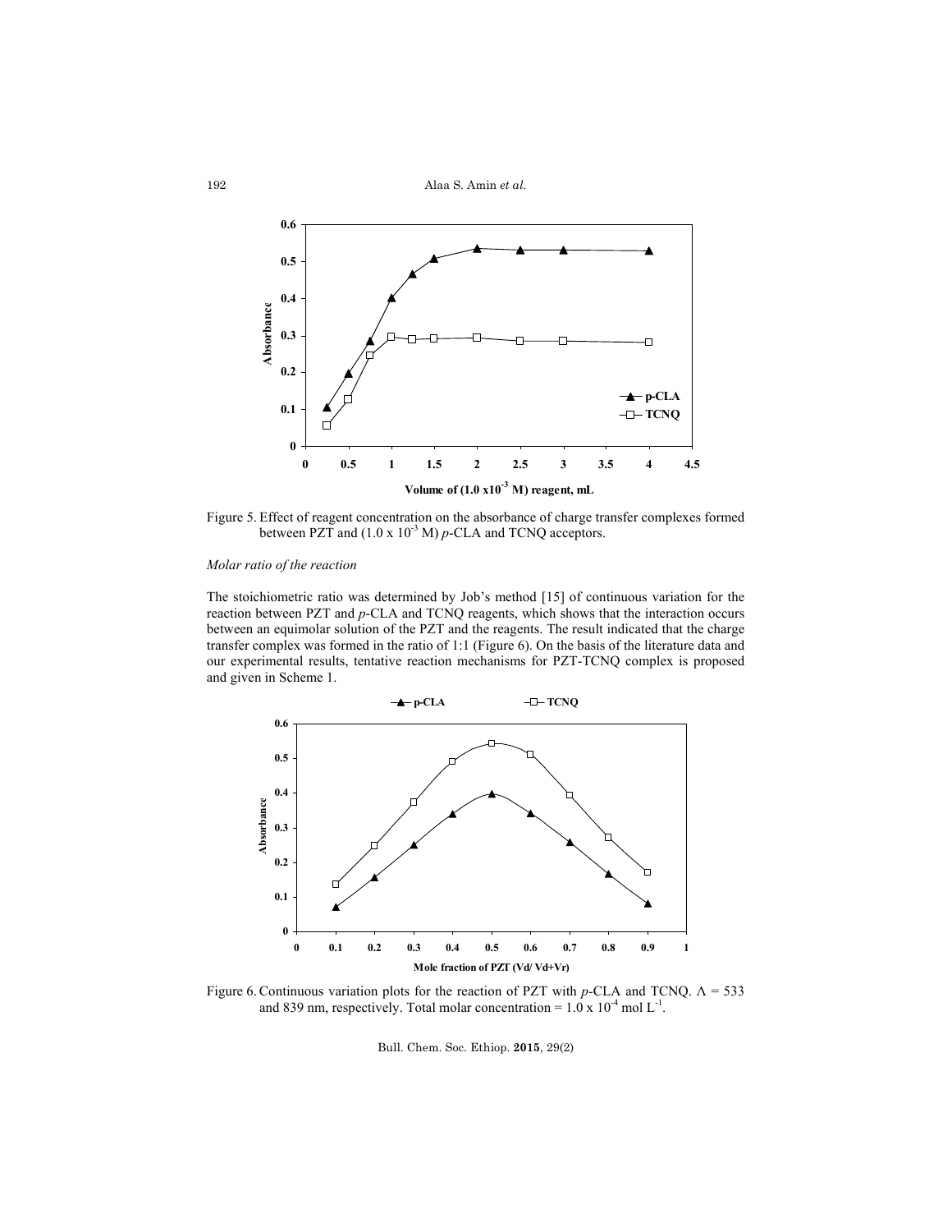Figure 5. Effect of reagent concentration on the absorbance of charge transfer complexes formed between PZT and ($1.0 \times 10^{-3}$ M) *p*-CLA and TCNQ acceptors.

*Molar ratio of the reaction*

The stoichiometric ratio was determined by Job's method [15] of continuous variation for the reaction between PZT and *p*-CLA and TCNQ reagents, which shows that the interaction occurs between an equimolar solution of the PZT and the reagents. The result indicated that the charge transfer complex was formed in the ratio of 1:1 (Figure 6). On the basis of the literature data and our experimental results, tentative reaction mechanisms for PZT-TCNQ complex is proposed and given in Scheme 1.

Figure 6. Continuous variation plots for the reaction of PZT with *p*-CLA and TCNQ. $\Lambda$ = 533 and 839 nm, respectively. Total molar concentration = $1.0 \times 10^{-4}$ mol $L^{-1}$.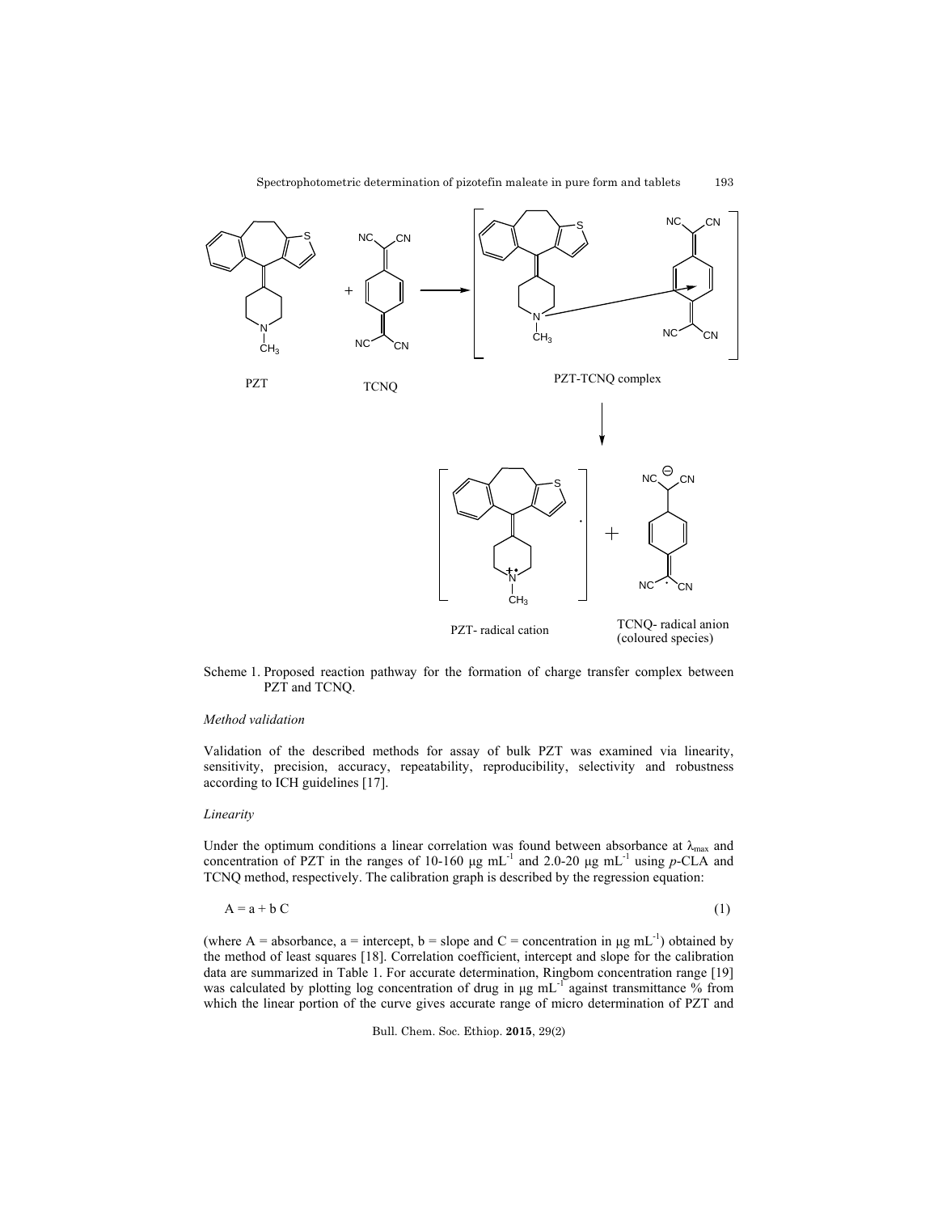Scheme 1. Proposed reaction pathway for the formation of charge transfer complex between PZT and TCNQ.

*Method validation*

Validation of the described methods for assay of bulk PZT was examined via linearity, sensitivity, precision, accuracy, repeatability, reproducibility, selectivity and robustness according to ICH guidelines [17].

*Linearity*

Under the optimum conditions a linear correlation was found between absorbance at $\lambda_{max}$ and concentration of PZT in the ranges of 10-160 μg mL$^{-1}$ and 2.0-20 μg mL$^{-1}$ using *p*-CLA and TCNQ method, respectively. The calibration graph is described by the regression equation:

$$A = a + b\,C \tag{1}$$

(where A = absorbance, a = intercept, b = slope and C = concentration in μg mL$^{-1}$) obtained by the method of least squares [18]. Correlation coefficient, intercept and slope for the calibration data are summarized in Table 1. For accurate determination, Ringbom concentration range [19] was calculated by plotting log concentration of drug in μg mL$^{-1}$ against transmittance % from which the linear portion of the curve gives accurate range of micro determination of PZT and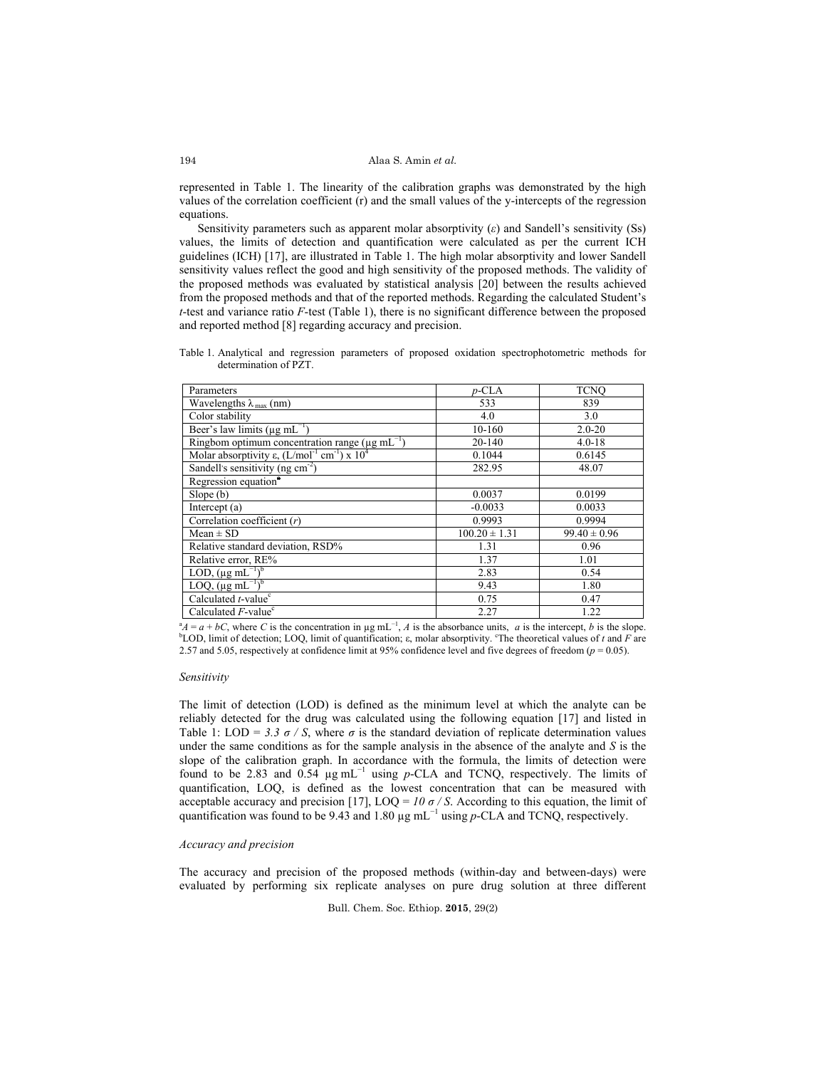represented in Table 1. The linearity of the calibration graphs was demonstrated by the high values of the correlation coefficient (r) and the small values of the y-intercepts of the regression equations.

Sensitivity parameters such as apparent molar absorptivity ($\varepsilon$) and Sandell's sensitivity (Ss) values, the limits of detection and quantification were calculated as per the current ICH guidelines (ICH) [17], are illustrated in Table 1. The high molar absorptivity and lower Sandell sensitivity values reflect the good and high sensitivity of the proposed methods. The validity of the proposed methods was evaluated by statistical analysis [20] between the results achieved from the proposed methods and that of the reported methods. Regarding the calculated Student's *t*-test and variance ratio *F*-test (Table 1), there is no significant difference between the proposed and reported method [8] regarding accuracy and precision.

Table 1. Analytical and regression parameters of proposed oxidation spectrophotometric methods for determination of PZT.

| Parameters | *p*-CLA | TCNQ |
|---|---|---|
| Wavelengths $\lambda_{max}$ (nm) | 533 | 839 |
| Color stability | 4.0 | 3.0 |
| Beer's law limits ($\mu$g mL$^{-1}$) | 10-160 | 2.0-20 |
| Ringbom optimum concentration range ($\mu$g mL$^{-1}$) | 20-140 | 4.0-18 |
| Molar absorptivity $\varepsilon$, (L/mol$^{-1}$ cm$^{-1}$) x $10^4$ | 0.1044 | 0.6145 |
| Sandell's sensitivity (ng cm$^{-2}$) | 282.95 | 48.07 |
| Regression equation[a] | | |
| Slope (b) | 0.0037 | 0.0199 |
| Intercept (a) | -0.0033 | 0.0033 |
| Correlation coefficient (*r*) | 0.9993 | 0.9994 |
| Mean ± SD | 100.20 ± 1.31 | 99.40 ± 0.96 |
| Relative standard deviation, RSD% | 1.31 | 0.96 |
| Relative error, RE% | 1.37 | 1.01 |
| LOD, ($\mu$g mL$^{-1}$)[b] | 2.83 | 0.54 |
| LOQ, ($\mu$g mL$^{-1}$)[b] | 9.43 | 1.80 |
| Calculated *t*-value[c] | 0.75 | 0.47 |
| Calculated *F*-value[c] | 2.27 | 1.22 |

[a]$A = a + bC$, where $C$ is the concentration in $\mu$g mL$^{-1}$, $A$ is the absorbance units, $a$ is the intercept, $b$ is the slope. [b]LOD, limit of detection; LOQ, limit of quantification; $\varepsilon$, molar absorptivity. [c]The theoretical values of *t* and *F* are 2.57 and 5.05, respectively at confidence limit at 95% confidence level and five degrees of freedom ($p = 0.05$).

*Sensitivity*

The limit of detection (LOD) is defined as the minimum level at which the analyte can be reliably detected for the drug was calculated using the following equation [17] and listed in Table 1: LOD = $3.3\ \sigma / S$, where $\sigma$ is the standard deviation of replicate determination values under the same conditions as for the sample analysis in the absence of the analyte and $S$ is the slope of the calibration graph. In accordance with the formula, the limits of detection were found to be 2.83 and 0.54 $\mu$g mL$^{-1}$ using *p*-CLA and TCNQ, respectively. The limits of quantification, LOQ, is defined as the lowest concentration that can be measured with acceptable accuracy and precision [17], LOQ = $10\ \sigma / S$. According to this equation, the limit of quantification was found to be 9.43 and 1.80 $\mu$g mL$^{-1}$ using *p*-CLA and TCNQ, respectively.

*Accuracy and precision*

The accuracy and precision of the proposed methods (within-day and between-days) were evaluated by performing six replicate analyses on pure drug solution at three different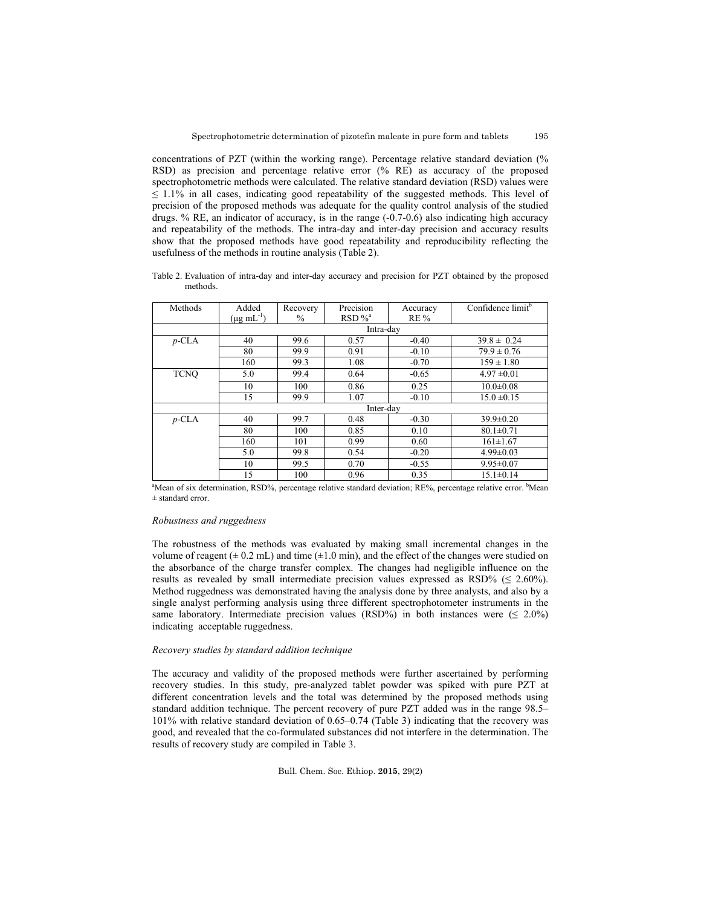concentrations of PZT (within the working range). Percentage relative standard deviation (% RSD) as precision and percentage relative error (% RE) as accuracy of the proposed spectrophotometric methods were calculated. The relative standard deviation (RSD) values were ≤ 1.1% in all cases, indicating good repeatability of the suggested methods. This level of precision of the proposed methods was adequate for the quality control analysis of the studied drugs. % RE, an indicator of accuracy, is in the range (-0.7-0.6) also indicating high accuracy and repeatability of the methods. The intra-day and inter-day precision and accuracy results show that the proposed methods have good repeatability and reproducibility reflecting the usefulness of the methods in routine analysis (Table 2).

Table 2. Evaluation of intra-day and inter-day accuracy and precision for PZT obtained by the proposed methods.

| Methods | Added (μg mL$^{-1}$) | Recovery % | Precision RSD %[a] | Accuracy RE % | Confidence limit[b] |
|---|---|---|---|---|---|
| | Intra-day | | | | |
| *p*-CLA | 40 | 99.6 | 0.57 | -0.40 | 39.8 ± 0.24 |
| | 80 | 99.9 | 0.91 | -0.10 | 79.9 ± 0.76 |
| | 160 | 99.3 | 1.08 | -0.70 | 159 ± 1.80 |
| TCNQ | 5.0 | 99.4 | 0.64 | -0.65 | 4.97 ±0.01 |
| | 10 | 100 | 0.86 | 0.25 | 10.0±0.08 |
| | 15 | 99.9 | 1.07 | -0.10 | 15.0 ±0.15 |
| | Inter-day | | | | |
| *p*-CLA | 40 | 99.7 | 0.48 | -0.30 | 39.9±0.20 |
| | 80 | 100 | 0.85 | 0.10 | 80.1±0.71 |
| | 160 | 101 | 0.99 | 0.60 | 161±1.67 |
| | 5.0 | 99.8 | 0.54 | -0.20 | 4.99±0.03 |
| | 10 | 99.5 | 0.70 | -0.55 | 9.95±0.07 |
| | 15 | 100 | 0.96 | 0.35 | 15.1±0.14 |

[a]Mean of six determination, RSD%, percentage relative standard deviation; RE%, percentage relative error. [b]Mean ± standard error.

### *Robustness and ruggedness*

The robustness of the methods was evaluated by making small incremental changes in the volume of reagent (± 0.2 mL) and time (±1.0 min), and the effect of the changes were studied on the absorbance of the charge transfer complex. The changes had negligible influence on the results as revealed by small intermediate precision values expressed as RSD% (≤ 2.60%). Method ruggedness was demonstrated having the analysis done by three analysts, and also by a single analyst performing analysis using three different spectrophotometer instruments in the same laboratory. Intermediate precision values (RSD%) in both instances were (≤ 2.0%) indicating acceptable ruggedness.

### *Recovery studies by standard addition technique*

The accuracy and validity of the proposed methods were further ascertained by performing recovery studies. In this study, pre-analyzed tablet powder was spiked with pure PZT at different concentration levels and the total was determined by the proposed methods using standard addition technique. The percent recovery of pure PZT added was in the range 98.5–101% with relative standard deviation of 0.65–0.74 (Table 3) indicating that the recovery was good, and revealed that the co-formulated substances did not interfere in the determination. The results of recovery study are compiled in Table 3.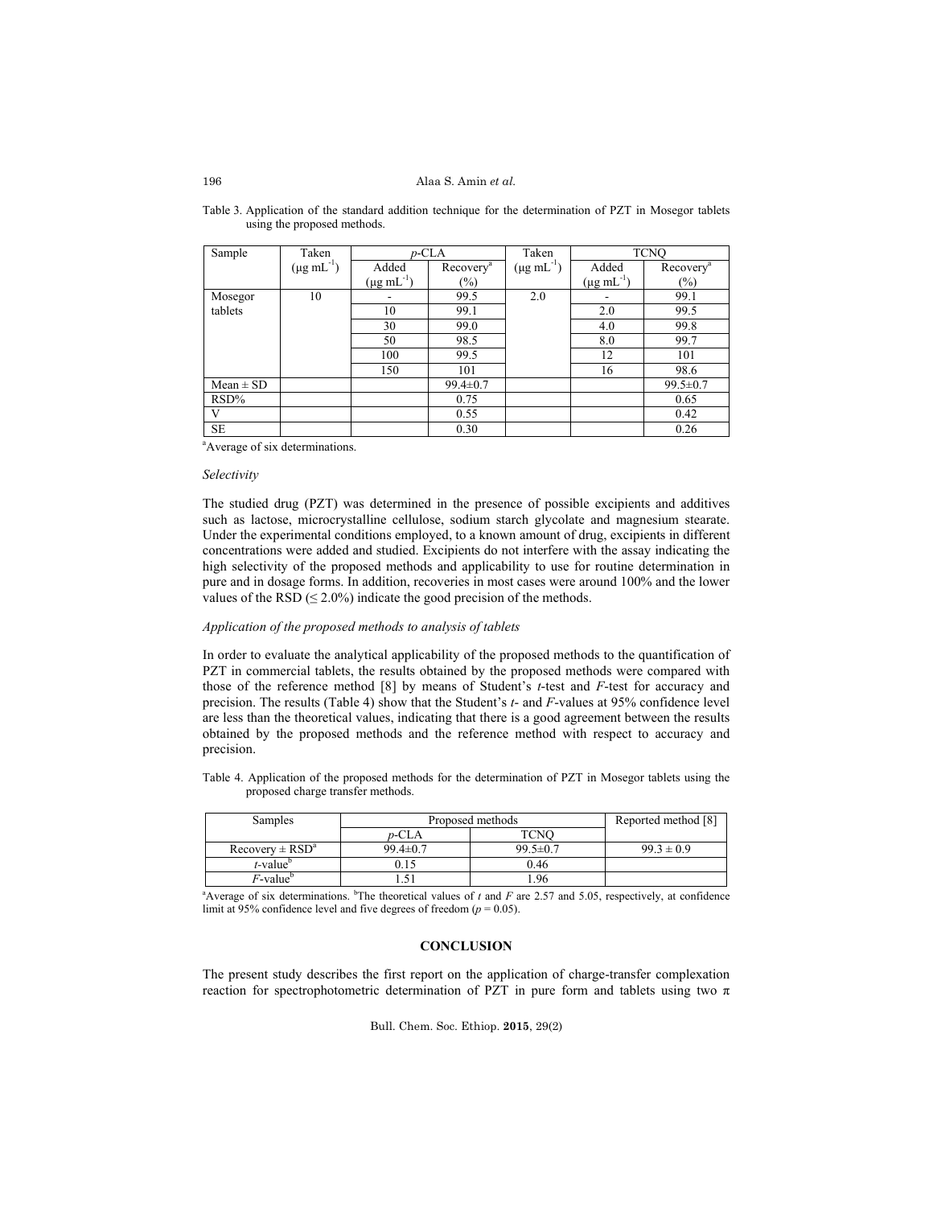Table 3. Application of the standard addition technique for the determination of PZT in Mosegor tablets using the proposed methods.

| Sample | Taken ($\mu g\ mL^{-1}$) | *p*-CLA | | Taken ($\mu g\ mL^{-1}$) | TCNQ | |
|---|---|---|---|---|---|---|
| | | Added ($\mu g\ mL^{-1}$) | Recovery[a] (%) | | Added ($\mu g\ mL^{-1}$) | Recovery[a] (%) |
| Mosegor tablets | 10 | - | 99.5 | 2.0 | - | 99.1 |
| | | 10 | 99.1 | | 2.0 | 99.5 |
| | | 30 | 99.0 | | 4.0 | 99.8 |
| | | 50 | 98.5 | | 8.0 | 99.7 |
| | | 100 | 99.5 | | 12 | 101 |
| | | 150 | 101 | | 16 | 98.6 |
| Mean ± SD | | | 99.4±0.7 | | | 99.5±0.7 |
| RSD% | | | 0.75 | | | 0.65 |
| V | | | 0.55 | | | 0.42 |
| SE | | | 0.30 | | | 0.26 |

[a]Average of six determinations.

### *Selectivity*

The studied drug (PZT) was determined in the presence of possible excipients and additives such as lactose, microcrystalline cellulose, sodium starch glycolate and magnesium stearate. Under the experimental conditions employed, to a known amount of drug, excipients in different concentrations were added and studied. Excipients do not interfere with the assay indicating the high selectivity of the proposed methods and applicability to use for routine determination in pure and in dosage forms. In addition, recoveries in most cases were around 100% and the lower values of the RSD ($\leq 2.0\%$) indicate the good precision of the methods.

### *Application of the proposed methods to analysis of tablets*

In order to evaluate the analytical applicability of the proposed methods to the quantification of PZT in commercial tablets, the results obtained by the proposed methods were compared with those of the reference method [8] by means of Student's *t*-test and *F*-test for accuracy and precision. The results (Table 4) show that the Student's *t*- and *F*-values at 95% confidence level are less than the theoretical values, indicating that there is a good agreement between the results obtained by the proposed methods and the reference method with respect to accuracy and precision.

Table 4. Application of the proposed methods for the determination of PZT in Mosegor tablets using the proposed charge transfer methods.

| Samples | Proposed methods | | Reported method [8] |
|---|---|---|---|
| | *p*-CLA | TCNQ | |
| Recovery ± RSD[a] | 99.4±0.7 | 99.5±0.7 | 99.3 ± 0.9 |
| *t*-value[b] | 0.15 | 0.46 | |
| *F*-value[b] | 1.51 | 1.96 | |

[a]Average of six determinations. [b]The theoretical values of $t$ and $F$ are 2.57 and 5.05, respectively, at confidence limit at 95% confidence level and five degrees of freedom ($p = 0.05$).

## CONCLUSION

The present study describes the first report on the application of charge-transfer complexation reaction for spectrophotometric determination of PZT in pure form and tablets using two $\pi$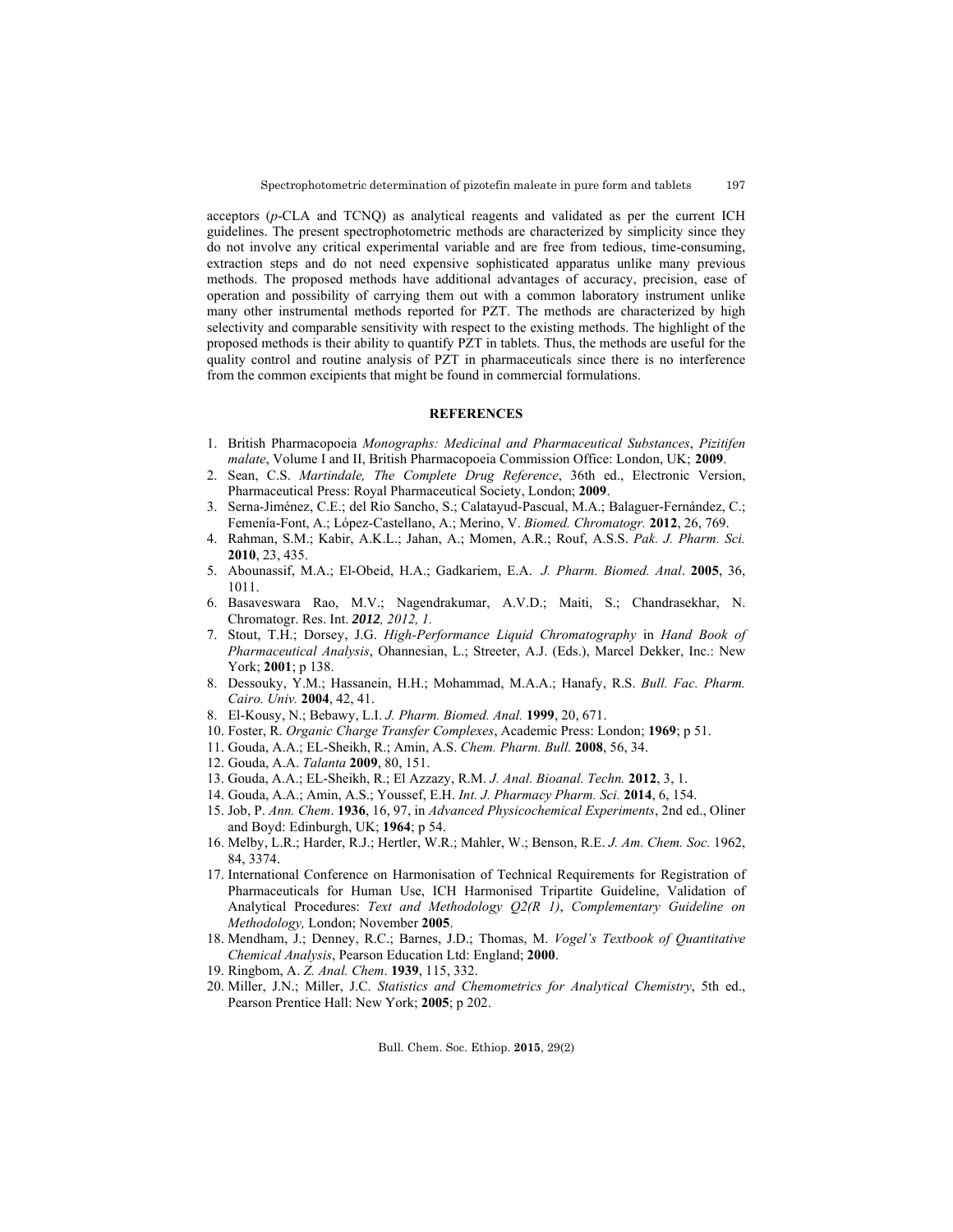acceptors (*p*-CLA and TCNQ) as analytical reagents and validated as per the current ICH guidelines. The present spectrophotometric methods are characterized by simplicity since they do not involve any critical experimental variable and are free from tedious, time-consuming, extraction steps and do not need expensive sophisticated apparatus unlike many previous methods. The proposed methods have additional advantages of accuracy, precision, ease of operation and possibility of carrying them out with a common laboratory instrument unlike many other instrumental methods reported for PZT. The methods are characterized by high selectivity and comparable sensitivity with respect to the existing methods. The highlight of the proposed methods is their ability to quantify PZT in tablets. Thus, the methods are useful for the quality control and routine analysis of PZT in pharmaceuticals since there is no interference from the common excipients that might be found in commercial formulations.

## REFERENCES

1. British Pharmacopoeia *Monographs: Medicinal and Pharmaceutical Substances*, *Pizitifen malate*, Volume I and II, British Pharmacopoeia Commission Office: London, UK; **2009**.
2. Sean, C.S. *Martindale, The Complete Drug Reference*, 36th ed., Electronic Version, Pharmaceutical Press: Royal Pharmaceutical Society, London; **2009**.
3. Serna-Jiménez, C.E.; del Rio Sancho, S.; Calatayud-Pascual, M.A.; Balaguer-Fernández, C.; Femenía-Font, A.; López-Castellano, A.; Merino, V. *Biomed. Chromatogr.* **2012**, 26, 769.
4. Rahman, S.M.; Kabir, A.K.L.; Jahan, A.; Momen, A.R.; Rouf, A.S.S. *Pak. J. Pharm. Sci.* **2010**, 23, 435.
5. Abounassif, M.A.; El-Obeid, H.A.; Gadkariem, E.A. *J. Pharm. Biomed. Anal*. **2005**, 36, 1011.
6. Basaveswara Rao, M.V.; Nagendrakumar, A.V.D.; Maiti, S.; Chandrasekhar, N. Chromatogr. Res. Int. ***2012**, 2012, 1.*
7. Stout, T.H.; Dorsey, J.G. *High-Performance Liquid Chromatography* in *Hand Book of Pharmaceutical Analysis*, Ohannesian, L.; Streeter, A.J. (Eds.), Marcel Dekker, Inc.: New York; **2001**; p 138.
8. Dessouky, Y.M.; Hassanein, H.H.; Mohammad, M.A.A.; Hanafy, R.S. *Bull. Fac. Pharm. Cairo. Univ.* **2004**, 42, 41.
8. El-Kousy, N.; Bebawy, L.I. *J. Pharm. Biomed. Anal.* **1999**, 20, 671.
10. Foster, R. *Organic Charge Transfer Complexes*, Academic Press: London; **1969**; p 51.
11. Gouda, A.A.; EL-Sheikh, R.; Amin, A.S. *Chem. Pharm. Bull.* **2008**, 56, 34.
12. Gouda, A.A. *Talanta* **2009**, 80, 151.
13. Gouda, A.A.; EL-Sheikh, R.; El Azzazy, R.M. *J. Anal. Bioanal. Techn.* **2012**, 3, 1.
14. Gouda, A.A.; Amin, A.S.; Youssef, E.H. *Int. J. Pharmacy Pharm. Sci.* **2014**, 6, 154.
15. Job, P. *Ann. Chem*. **1936**, 16, 97, in *Advanced Physicochemical Experiments*, 2nd ed., Oliner and Boyd: Edinburgh, UK; **1964**; p 54.
16. Melby, L.R.; Harder, R.J.; Hertler, W.R.; Mahler, W.; Benson, R.E. *J. Am. Chem. Soc.* 1962, 84, 3374.
17. International Conference on Harmonisation of Technical Requirements for Registration of Pharmaceuticals for Human Use, ICH Harmonised Tripartite Guideline, Validation of Analytical Procedures: *Text and Methodology Q2(R 1)*, *Complementary Guideline on Methodology,* London; November **2005**.
18. Mendham, J.; Denney, R.C.; Barnes, J.D.; Thomas, M. *Vogel's Textbook of Quantitative Chemical Analysis*, Pearson Education Ltd: England; **2000**.
19. Ringbom, A. *Z. Anal. Chem*. **1939**, 115, 332.
20. Miller, J.N.; Miller, J.C. *Statistics and Chemometrics for Analytical Chemistry*, 5th ed., Pearson Prentice Hall: New York; **2005**; p 202.